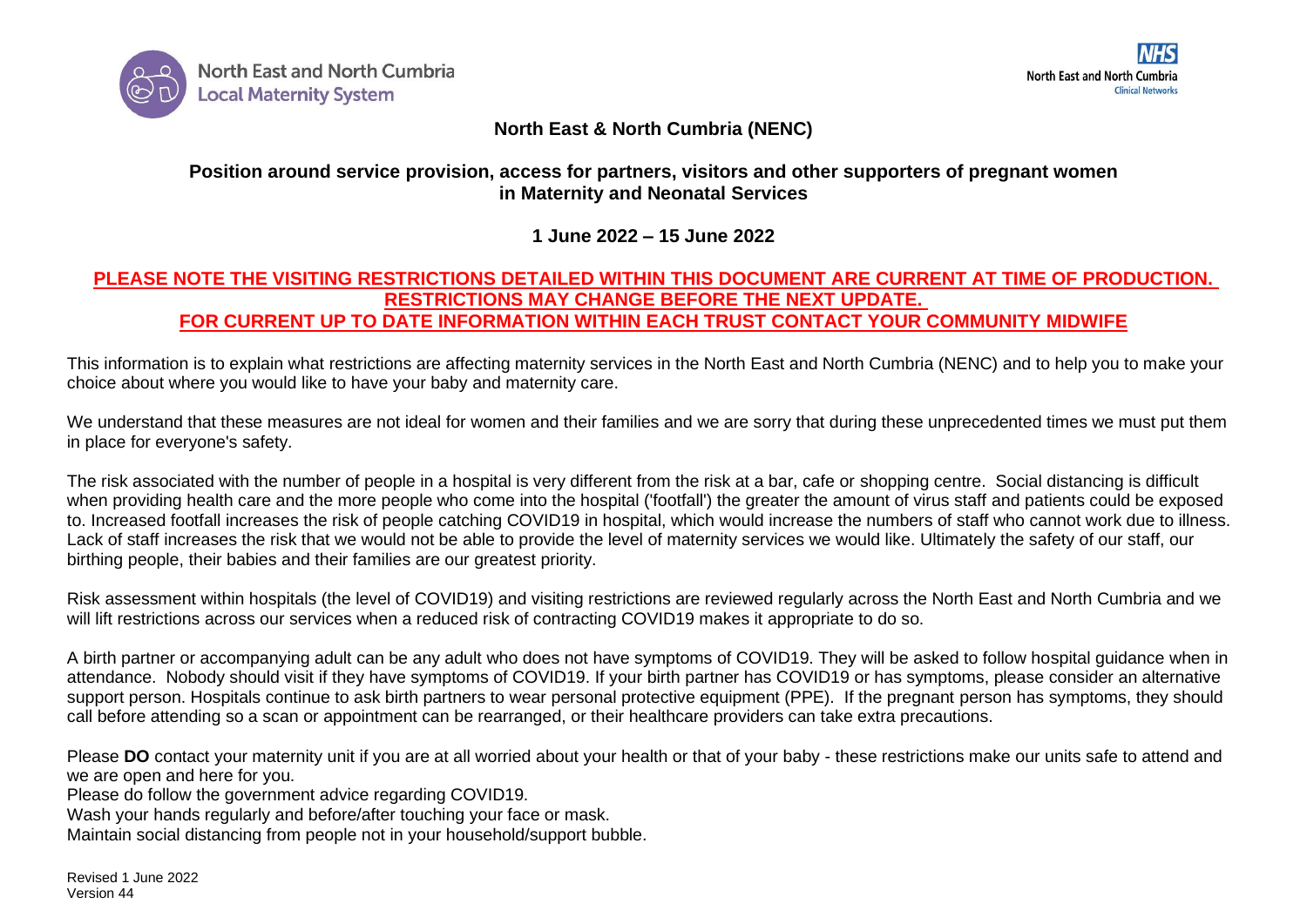North East and North Cumbria Local Maternity System

NHS North East and North Cumbria Clinical Networks

# North East & North Cumbria (NENC)

## Position around service provision, access for partners, visitors and other supporters of pregnant women in Maternity and Neonatal Services

### 1 June 2022 – 15 June 2022

**PLEASE NOTE THE VISITING RESTRICTIONS DETAILED WITHIN THIS DOCUMENT ARE CURRENT AT TIME OF PRODUCTION. RESTRICTIONS MAY CHANGE BEFORE THE NEXT UPDATE. FOR CURRENT UP TO DATE INFORMATION WITHIN EACH TRUST CONTACT YOUR COMMUNITY MIDWIFE**

This information is to explain what restrictions are affecting maternity services in the North East and North Cumbria (NENC) and to help you to make your choice about where you would like to have your baby and maternity care.

We understand that these measures are not ideal for women and their families and we are sorry that during these unprecedented times we must put them in place for everyone's safety.

The risk associated with the number of people in a hospital is very different from the risk at a bar, cafe or shopping centre. Social distancing is difficult when providing health care and the more people who come into the hospital ('footfall') the greater the amount of virus staff and patients could be exposed to. Increased footfall increases the risk of people catching COVID19 in hospital, which would increase the numbers of staff who cannot work due to illness. Lack of staff increases the risk that we would not be able to provide the level of maternity services we would like. Ultimately the safety of our staff, our birthing people, their babies and their families are our greatest priority.

Risk assessment within hospitals (the level of COVID19) and visiting restrictions are reviewed regularly across the North East and North Cumbria and we will lift restrictions across our services when a reduced risk of contracting COVID19 makes it appropriate to do so.

A birth partner or accompanying adult can be any adult who does not have symptoms of COVID19. They will be asked to follow hospital guidance when in attendance. Nobody should visit if they have symptoms of COVID19. If your birth partner has COVID19 or has symptoms, please consider an alternative support person. Hospitals continue to ask birth partners to wear personal protective equipment (PPE). If the pregnant person has symptoms, they should call before attending so a scan or appointment can be rearranged, or their healthcare providers can take extra precautions.

Please **DO** contact your maternity unit if you are at all worried about your health or that of your baby - these restrictions make our units safe to attend and we are open and here for you.
Please do follow the government advice regarding COVID19.
Wash your hands regularly and before/after touching your face or mask.
Maintain social distancing from people not in your household/support bubble.

Revised 1 June 2022
Version 44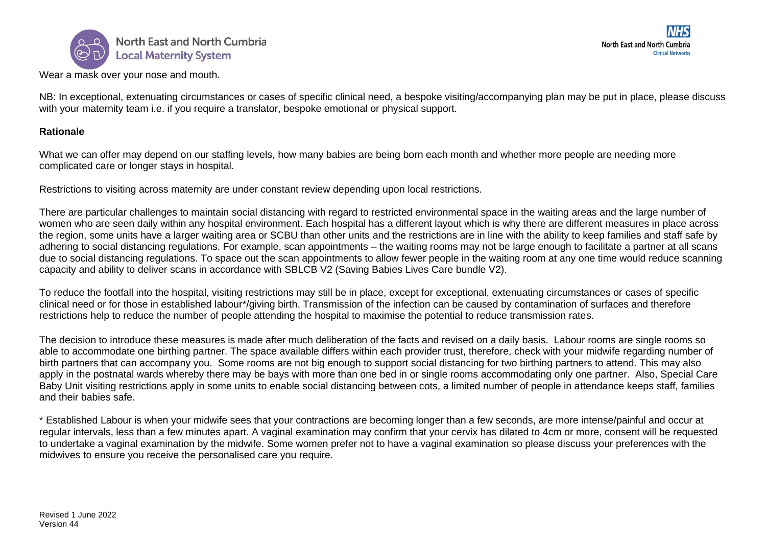Wear a mask over your nose and mouth.

NB: In exceptional, extenuating circumstances or cases of specific clinical need, a bespoke visiting/accompanying plan may be put in place, please discuss with your maternity team i.e. if you require a translator, bespoke emotional or physical support.

**Rationale**

What we can offer may depend on our staffing levels, how many babies are being born each month and whether more people are needing more complicated care or longer stays in hospital.

Restrictions to visiting across maternity are under constant review depending upon local restrictions.

There are particular challenges to maintain social distancing with regard to restricted environmental space in the waiting areas and the large number of women who are seen daily within any hospital environment. Each hospital has a different layout which is why there are different measures in place across the region, some units have a larger waiting area or SCBU than other units and the restrictions are in line with the ability to keep families and staff safe by adhering to social distancing regulations. For example, scan appointments – the waiting rooms may not be large enough to facilitate a partner at all scans due to social distancing regulations. To space out the scan appointments to allow fewer people in the waiting room at any one time would reduce scanning capacity and ability to deliver scans in accordance with SBLCB V2 (Saving Babies Lives Care bundle V2).

To reduce the footfall into the hospital, visiting restrictions may still be in place, except for exceptional, extenuating circumstances or cases of specific clinical need or for those in established labour*/giving birth. Transmission of the infection can be caused by contamination of surfaces and therefore restrictions help to reduce the number of people attending the hospital to maximise the potential to reduce transmission rates.

The decision to introduce these measures is made after much deliberation of the facts and revised on a daily basis. Labour rooms are single rooms so able to accommodate one birthing partner. The space available differs within each provider trust, therefore, check with your midwife regarding number of birth partners that can accompany you. Some rooms are not big enough to support social distancing for two birthing partners to attend. This may also apply in the postnatal wards whereby there may be bays with more than one bed in or single rooms accommodating only one partner. Also, Special Care Baby Unit visiting restrictions apply in some units to enable social distancing between cots, a limited number of people in attendance keeps staff, families and their babies safe.

* Established Labour is when your midwife sees that your contractions are becoming longer than a few seconds, are more intense/painful and occur at regular intervals, less than a few minutes apart. A vaginal examination may confirm that your cervix has dilated to 4cm or more, consent will be requested to undertake a vaginal examination by the midwife. Some women prefer not to have a vaginal examination so please discuss your preferences with the midwives to ensure you receive the personalised care you require.

Revised 1 June 2022
Version 44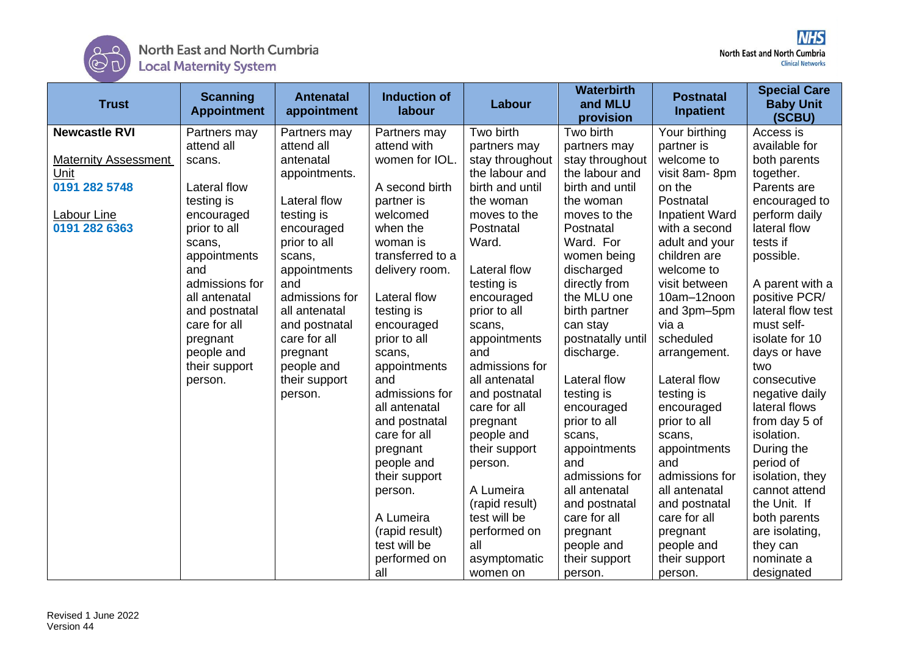North East and North Cumbria Local Maternity System

North East and North Cumbria Clinical Networks

| Trust | Scanning Appointment | Antenatal appointment | Induction of labour | Labour | Waterbirth and MLU provision | Postnatal Inpatient | Special Care Baby Unit (SCBU) |
|---|---|---|---|---|---|---|---|
| **Newcastle RVI**<br><br>Maternity Assessment Unit<br>**0191 282 5748**<br><br>Labour Line<br>**0191 282 6363** | Partners may attend all scans.<br><br>Lateral flow testing is encouraged prior to all scans, appointments and admissions for all antenatal and postnatal care for all pregnant people and their support person. | Partners may attend all antenatal appointments.<br><br>Lateral flow testing is encouraged prior to all scans, appointments and admissions for all antenatal and postnatal care for all pregnant people and their support person. | Partners may attend with women for IOL.<br><br>A second birth partner is welcomed when the woman is transferred to a delivery room.<br><br>Lateral flow testing is encouraged prior to all scans, appointments and admissions for all antenatal and postnatal care for all pregnant people and their support person.<br><br>A Lumeira (rapid result) test will be performed on all | Two birth partners may stay throughout the labour and birth and until the woman moves to the Postnatal Ward.<br><br>Lateral flow testing is encouraged prior to all scans, appointments and admissions for all antenatal and postnatal care for all pregnant people and their support person.<br><br>A Lumeira (rapid result) test will be performed on all asymptomatic women on | Two birth partners may stay throughout the labour and birth and until the woman moves to the Postnatal Ward. For women being discharged directly from the MLU one birth partner can stay postnatally until discharge.<br><br>Lateral flow testing is encouraged prior to all scans, appointments and admissions for all antenatal and postnatal care for all pregnant people and their support person. | Your birthing partner is welcome to visit 8am- 8pm on the Postnatal Inpatient Ward with a second adult and your children are welcome to visit between 10am–12noon and 3pm–5pm via a scheduled arrangement.<br><br>Lateral flow testing is encouraged prior to all scans, appointments and admissions for all antenatal and postnatal care for all pregnant people and their support person. | Access is available for both parents together. Parents are encouraged to perform daily lateral flow tests if possible.<br><br>A parent with a positive PCR/ lateral flow test must self-isolate for 10 days or have two consecutive negative daily lateral flows from day 5 of isolation. During the period of isolation, they cannot attend the Unit. If both parents are isolating, they can nominate a designated |

Revised 1 June 2022
Version 44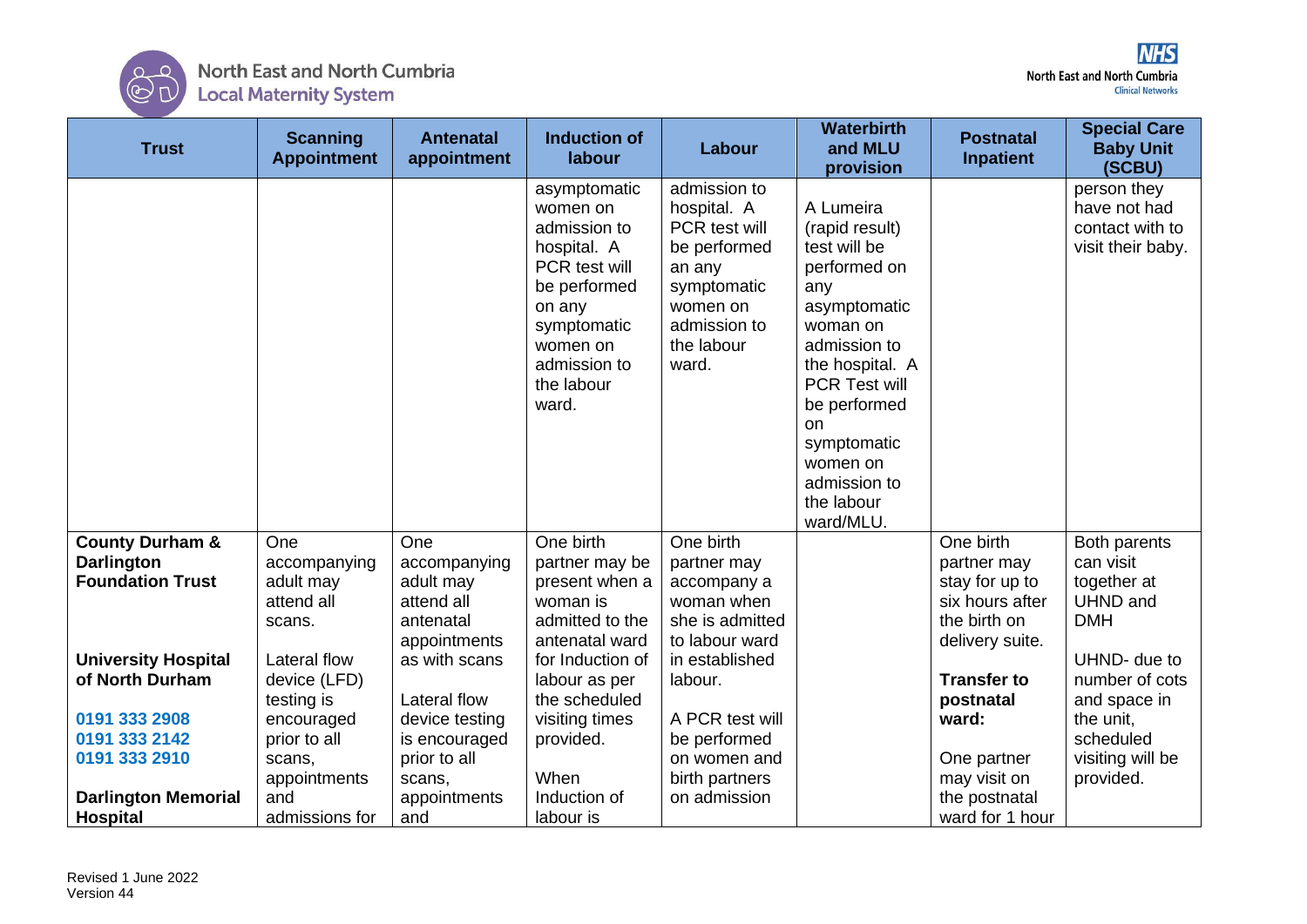| Trust | Scanning Appointment | Antenatal appointment | Induction of labour | Labour | Waterbirth and MLU provision | Postnatal Inpatient | Special Care Baby Unit (SCBU) |
|---|---|---|---|---|---|---|---|
| | | | asymptomatic women on admission to hospital. A PCR test will be performed on any symptomatic women on admission to the labour ward. | admission to hospital. A PCR test will be performed an any symptomatic women on admission to the labour ward. | A Lumeira (rapid result) test will be performed on any asymptomatic woman on admission to the hospital. A PCR Test will be performed on symptomatic women on admission to the labour ward/MLU. | | person they have not had contact with to visit their baby. |
| **County Durham & Darlington Foundation Trust**<br><br>**University Hospital of North Durham**<br><br>0191 333 2908<br>0191 333 2142<br>0191 333 2910<br><br>**Darlington Memorial Hospital** | One accompanying adult may attend all scans.<br><br>Lateral flow device (LFD) testing is encouraged prior to all scans, appointments and admissions for | One accompanying adult may attend all antenatal appointments as with scans<br><br>Lateral flow device testing is encouraged prior to all scans, appointments and | One birth partner may be present when a woman is admitted to the antenatal ward for Induction of labour as per the scheduled visiting times provided.<br><br>When Induction of labour is | One birth partner may accompany a woman when she is admitted to labour ward in established labour.<br><br>A PCR test will be performed on women and birth partners on admission | | One birth partner may stay for up to six hours after the birth on delivery suite.<br><br>**Transfer to postnatal ward:**<br><br>One partner may visit on the postnatal ward for 1 hour | Both parents can visit together at UHND and DMH<br><br>UHND- due to number of cots and space in the unit, scheduled visiting will be provided. |

Revised 1 June 2022
Version 44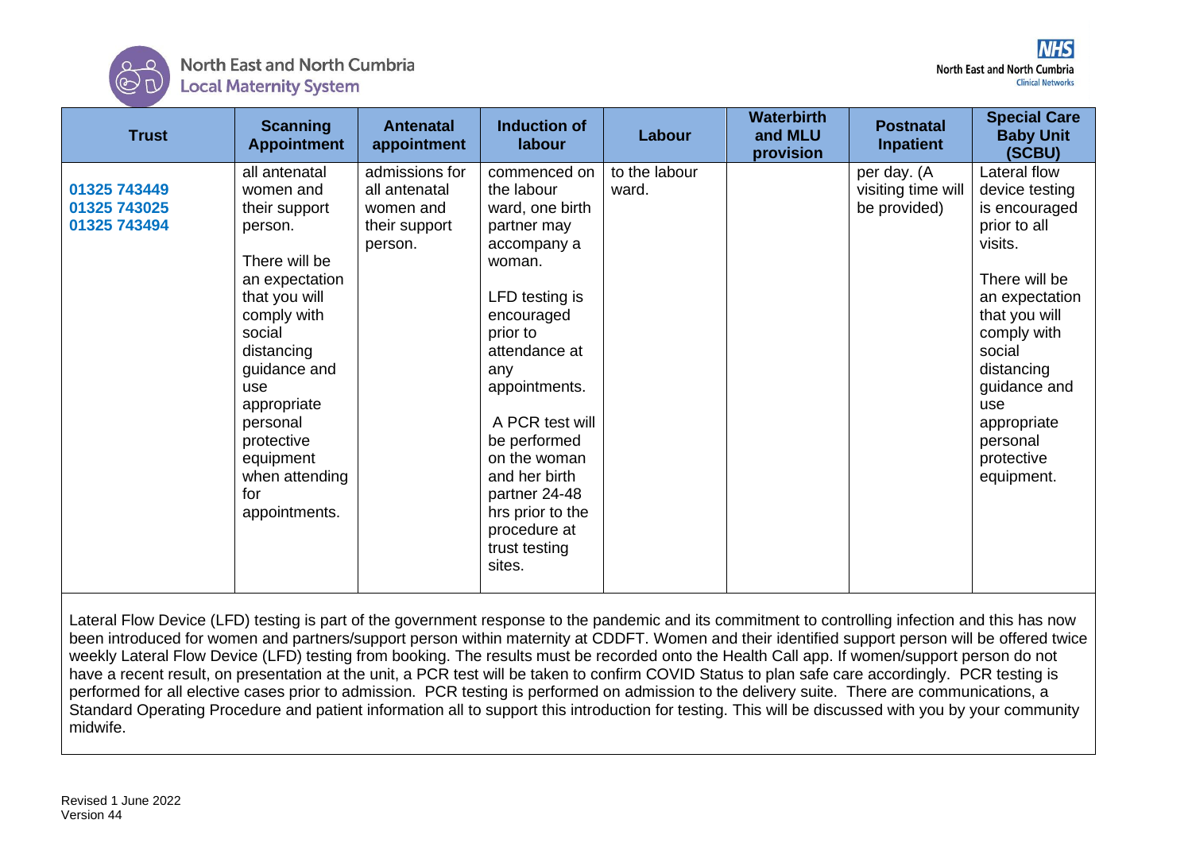North East and North Cumbria Local Maternity System

| Trust | Scanning Appointment | Antenatal appointment | Induction of labour | Labour | Waterbirth and MLU provision | Postnatal Inpatient | Special Care Baby Unit (SCBU) |
|---|---|---|---|---|---|---|---|
| **01325 743449** **01325 743025** **01325 743494** | all antenatal women and their support person.<br><br>There will be an expectation that you will comply with social distancing guidance and use appropriate personal protective equipment when attending for appointments. | admissions for all antenatal women and their support person. | commenced on the labour ward, one birth partner may accompany a woman.<br><br>LFD testing is encouraged prior to attendance at any appointments.<br><br>A PCR test will be performed on the woman and her birth partner 24-48 hrs prior to the procedure at trust testing sites. | to the labour ward. | | per day. (A visiting time will be provided) | Lateral flow device testing is encouraged prior to all visits.<br><br>There will be an expectation that you will comply with social distancing guidance and use appropriate personal protective equipment. |

Lateral Flow Device (LFD) testing is part of the government response to the pandemic and its commitment to controlling infection and this has now been introduced for women and partners/support person within maternity at CDDFT. Women and their identified support person will be offered twice weekly Lateral Flow Device (LFD) testing from booking. The results must be recorded onto the Health Call app. If women/support person do not have a recent result, on presentation at the unit, a PCR test will be taken to confirm COVID Status to plan safe care accordingly. PCR testing is performed for all elective cases prior to admission. PCR testing is performed on admission to the delivery suite. There are communications, a Standard Operating Procedure and patient information all to support this introduction for testing. This will be discussed with you by your community midwife.

Revised 1 June 2022
Version 44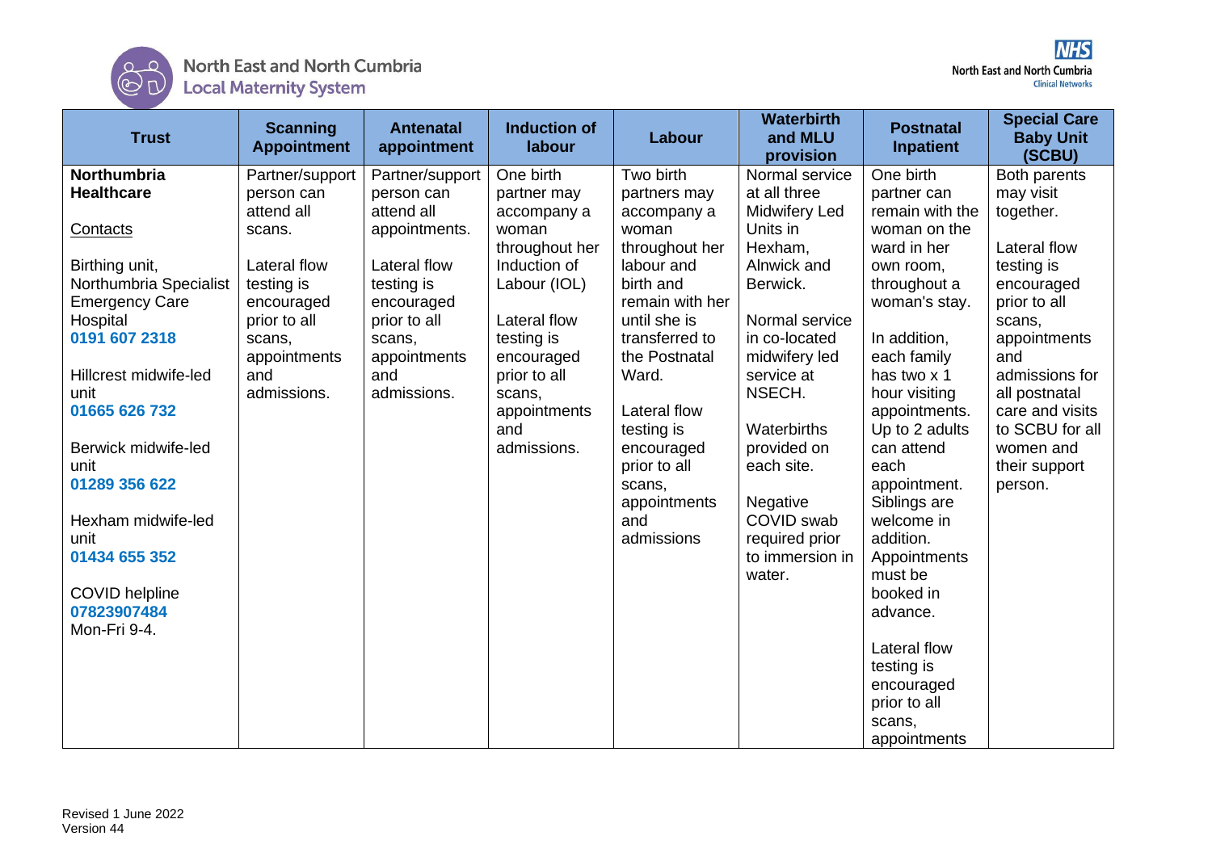North East and North Cumbria Local Maternity System

| Trust | Scanning Appointment | Antenatal appointment | Induction of labour | Labour | Waterbirth and MLU provision | Postnatal Inpatient | Special Care Baby Unit (SCBU) |
|---|---|---|---|---|---|---|---|
| **Northumbria Healthcare**<br><br>Contacts<br><br>Birthing unit, Northumbria Specialist Emergency Care Hospital<br>**0191 607 2318**<br><br>Hillcrest midwife-led unit<br>**01665 626 732**<br><br>Berwick midwife-led unit<br>**01289 356 622**<br><br>Hexham midwife-led unit<br>**01434 655 352**<br><br>COVID helpline<br>**07823907484**<br>Mon-Fri 9-4. | Partner/support person can attend all scans.<br><br>Lateral flow testing is encouraged prior to all scans, appointments and admissions. | Partner/support person can attend all appointments.<br><br>Lateral flow testing is encouraged prior to all scans, appointments and admissions. | One birth partner may accompany a woman throughout her Induction of Labour (IOL)<br><br>Lateral flow testing is encouraged prior to all scans, appointments and admissions. | Two birth partners may accompany a woman throughout her labour and birth and remain with her until she is transferred to the Postnatal Ward.<br><br>Lateral flow testing is encouraged prior to all scans, appointments and admissions | Normal service at all three Midwifery Led Units in Hexham, Alnwick and Berwick.<br><br>Normal service in co-located midwifery led service at NSECH.<br><br>Waterbirths provided on each site.<br><br>Negative COVID swab required prior to immersion in water. | One birth partner can remain with the woman on the ward in her own room, throughout a woman's stay.<br><br>In addition, each family has two x 1 hour visiting appointments. Up to 2 adults can attend each appointment. Siblings are welcome in addition. Appointments must be booked in advance.<br><br>Lateral flow testing is encouraged prior to all scans, appointments | Both parents may visit together.<br><br>Lateral flow testing is encouraged prior to all scans, appointments and admissions for all postnatal care and visits to SCBU for all women and their support person. |

Revised 1 June 2022
Version 44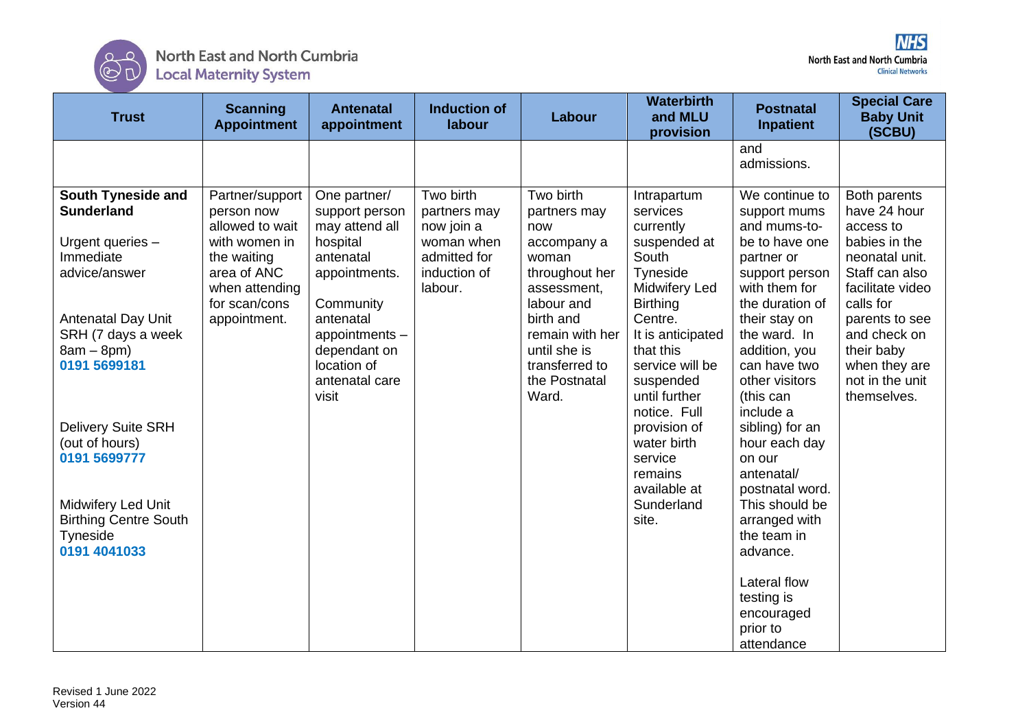| Trust | Scanning Appointment | Antenatal appointment | Induction of labour | Labour | Waterbirth and MLU provision | Postnatal Inpatient | Special Care Baby Unit (SCBU) |
|---|---|---|---|---|---|---|---|
| | | | | | | and admissions. | |
| **South Tyneside and Sunderland**<br><br>Urgent queries – Immediate advice/answer<br><br>Antenatal Day Unit SRH (7 days a week 8am – 8pm)<br>**0191 5699181**<br><br>Delivery Suite SRH (out of hours)<br>**0191 5699777**<br><br>Midwifery Led Unit Birthing Centre South Tyneside<br>**0191 4041033** | Partner/support person now allowed to wait with women in the waiting area of ANC when attending for scan/cons appointment. | One partner/ support person may attend all hospital antenatal appointments.<br><br>Community antenatal appointments – dependant on location of antenatal care visit | Two birth partners may now join a woman when admitted for induction of labour. | Two birth partners may now accompany a woman throughout her assessment, labour and birth and remain with her until she is transferred to the Postnatal Ward. | Intrapartum services currently suspended at South Tyneside Midwifery Led Birthing Centre.<br>It is anticipated that this service will be suspended until further notice. Full provision of water birth service remains available at Sunderland site. | We continue to support mums and mums-to-be to have one partner or support person with them for the duration of their stay on the ward. In addition, you can have two other visitors (this can include a sibling) for an hour each day on our antenatal/ postnatal word. This should be arranged with the team in advance.<br><br>Lateral flow testing is encouraged prior to attendance | Both parents have 24 hour access to babies in the neonatal unit. Staff can also facilitate video calls for parents to see and check on their baby when they are not in the unit themselves. |

Revised 1 June 2022
Version 44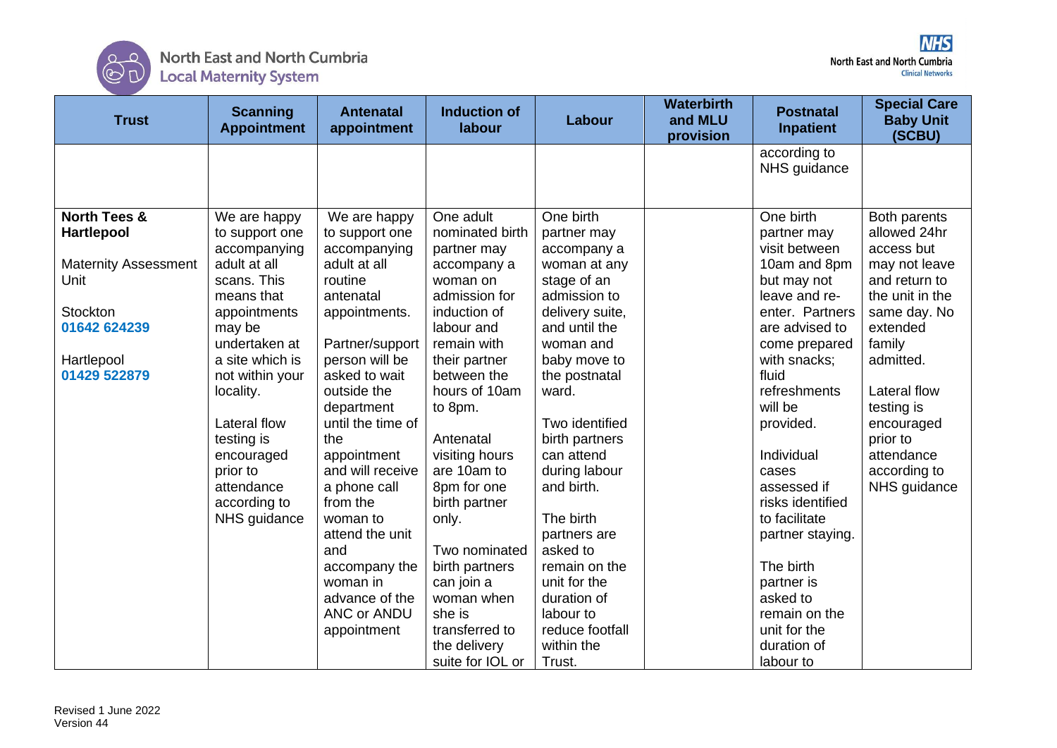| Trust | Scanning Appointment | Antenatal appointment | Induction of labour | Labour | Waterbirth and MLU provision | Postnatal Inpatient | Special Care Baby Unit (SCBU) |
|---|---|---|---|---|---|---|---|
| | | | | | | according to NHS guidance | |
| **North Tees & Hartlepool**<br><br>Maternity Assessment Unit<br><br>Stockton<br>**01642 624239**<br><br>Hartlepool<br>**01429 522879** | We are happy to support one accompanying adult at all scans. This means that appointments may be undertaken at a site which is not within your locality.<br><br>Lateral flow testing is encouraged prior to attendance according to NHS guidance | We are happy to support one accompanying adult at all routine antenatal appointments.<br><br>Partner/support person will be asked to wait outside the department until the time of the appointment and will receive a phone call from the woman to attend the unit and accompany the woman in advance of the ANC or ANDU appointment | One adult nominated birth partner may accompany a woman on admission for induction of labour and remain with their partner between the hours of 10am to 8pm.<br><br>Antenatal visiting hours are 10am to 8pm for one birth partner only.<br><br>Two nominated birth partners can join a woman when she is transferred to the delivery suite for IOL or | One birth partner may accompany a woman at any stage of an admission to delivery suite, and until the woman and baby move to the postnatal ward.<br><br>Two identified birth partners can attend during labour and birth.<br><br>The birth partners are asked to remain on the unit for the duration of labour to reduce footfall within the Trust. | | One birth partner may visit between 10am and 8pm but may not leave and re-enter. Partners are advised to come prepared with snacks; fluid refreshments will be provided.<br><br>Individual cases assessed if risks identified to facilitate partner staying.<br><br>The birth partner is asked to remain on the unit for the duration of labour to | Both parents allowed 24hr access but may not leave and return to the unit in the same day. No extended family admitted.<br><br>Lateral flow testing is encouraged prior to attendance according to NHS guidance |

Revised 1 June 2022
Version 44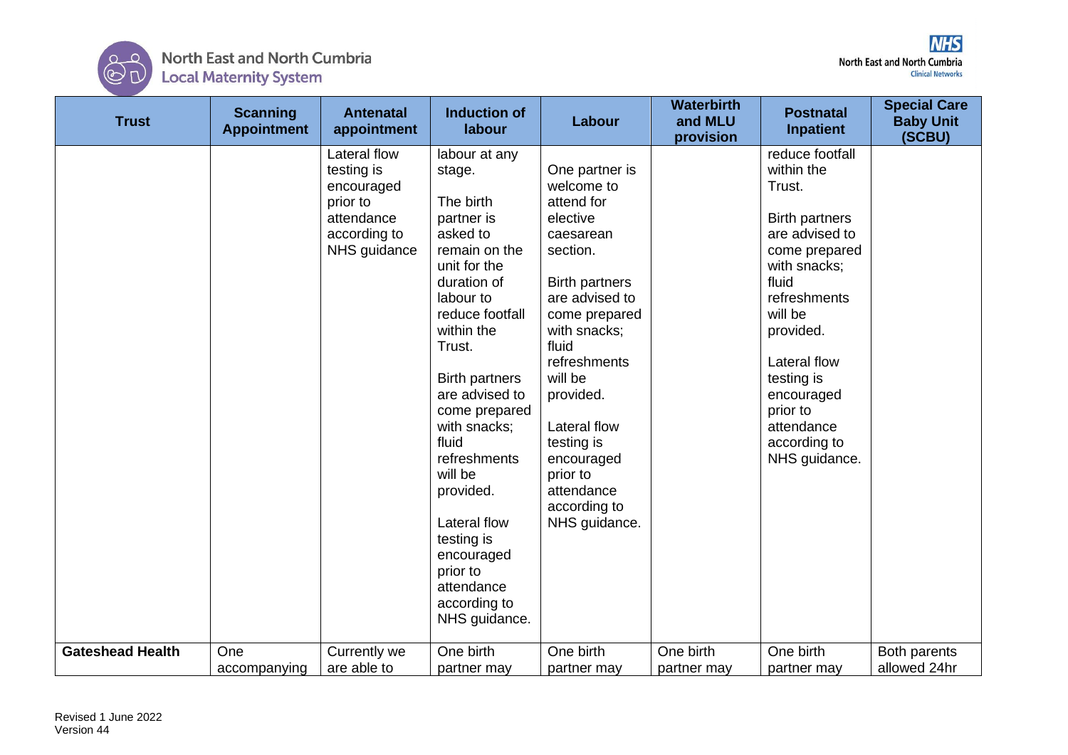| Trust | Scanning Appointment | Antenatal appointment | Induction of labour | Labour | Waterbirth and MLU provision | Postnatal Inpatient | Special Care Baby Unit (SCBU) |
|---|---|---|---|---|---|---|---|
| | | Lateral flow testing is encouraged prior to attendance according to NHS guidance | labour at any stage. The birth partner is asked to remain on the unit for the duration of labour to reduce footfall within the Trust. Birth partners are advised to come prepared with snacks; fluid refreshments will be provided. Lateral flow testing is encouraged prior to attendance according to NHS guidance. | One partner is welcome to attend for elective caesarean section. Birth partners are advised to come prepared with snacks; fluid refreshments will be provided. Lateral flow testing is encouraged prior to attendance according to NHS guidance. | | reduce footfall within the Trust. Birth partners are advised to come prepared with snacks; fluid refreshments will be provided. Lateral flow testing is encouraged prior to attendance according to NHS guidance. | |
| **Gateshead Health** | One accompanying | Currently we are able to | One birth partner may | One birth partner may | One birth partner may | One birth partner may | Both parents allowed 24hr |

Revised 1 June 2022
Version 44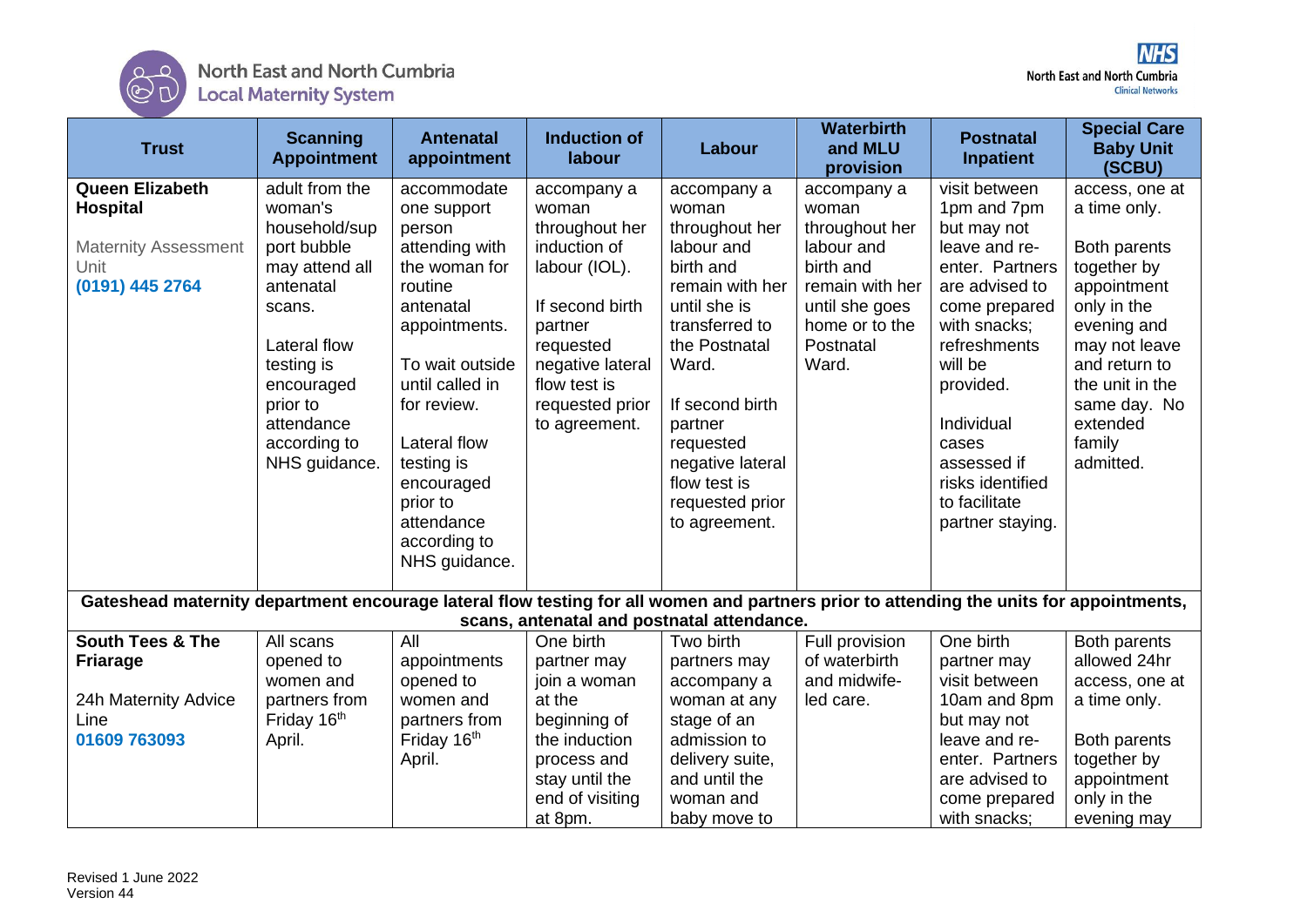| Trust | Scanning Appointment | Antenatal appointment | Induction of labour | Labour | Waterbirth and MLU provision | Postnatal Inpatient | Special Care Baby Unit (SCBU) |
|---|---|---|---|---|---|---|---|
| **Queen Elizabeth Hospital**<br><br>Maternity Assessment Unit<br>**(0191) 445 2764** | adult from the woman's household/support bubble may attend all antenatal scans.<br><br>Lateral flow testing is encouraged prior to attendance according to NHS guidance. | accommodate one support person attending with the woman for routine antenatal appointments.<br><br>To wait outside until called in for review.<br><br>Lateral flow testing is encouraged prior to attendance according to NHS guidance. | accompany a woman throughout her induction of labour (IOL).<br><br>If second birth partner requested negative lateral flow test is requested prior to agreement. | accompany a woman throughout her labour and birth and remain with her until she is transferred to the Postnatal Ward.<br><br>If second birth partner requested negative lateral flow test is requested prior to agreement. | accompany a woman throughout her labour and birth and remain with her until she goes home or to the Postnatal Ward. | visit between 1pm and 7pm but may not leave and re-enter. Partners are advised to come prepared with snacks; refreshments will be provided.<br><br>Individual cases assessed if risks identified to facilitate partner staying. | access, one at a time only.<br><br>Both parents together by appointment only in the evening and may not leave and return to the unit in the same day. No extended family admitted. |
| **Gateshead maternity department encourage lateral flow testing for all women and partners prior to attending the units for appointments, scans, antenatal and postnatal attendance.** | | | | | | | |
| **South Tees & The Friarage**<br><br>24h Maternity Advice Line<br>**01609 763093** | All scans opened to women and partners from Friday 16th April. | All appointments opened to women and partners from Friday 16th April. | One birth partner may join a woman at the beginning of the induction process and stay until the end of visiting at 8pm. | Two birth partners may accompany a woman at any stage of an admission to delivery suite, and until the woman and baby move to | Full provision of waterbirth and midwife-led care. | One birth partner may visit between 10am and 8pm but may not leave and re-enter. Partners are advised to come prepared with snacks; | Both parents allowed 24hr access, one at a time only.<br><br>Both parents together by appointment only in the evening may |

Revised 1 June 2022
Version 44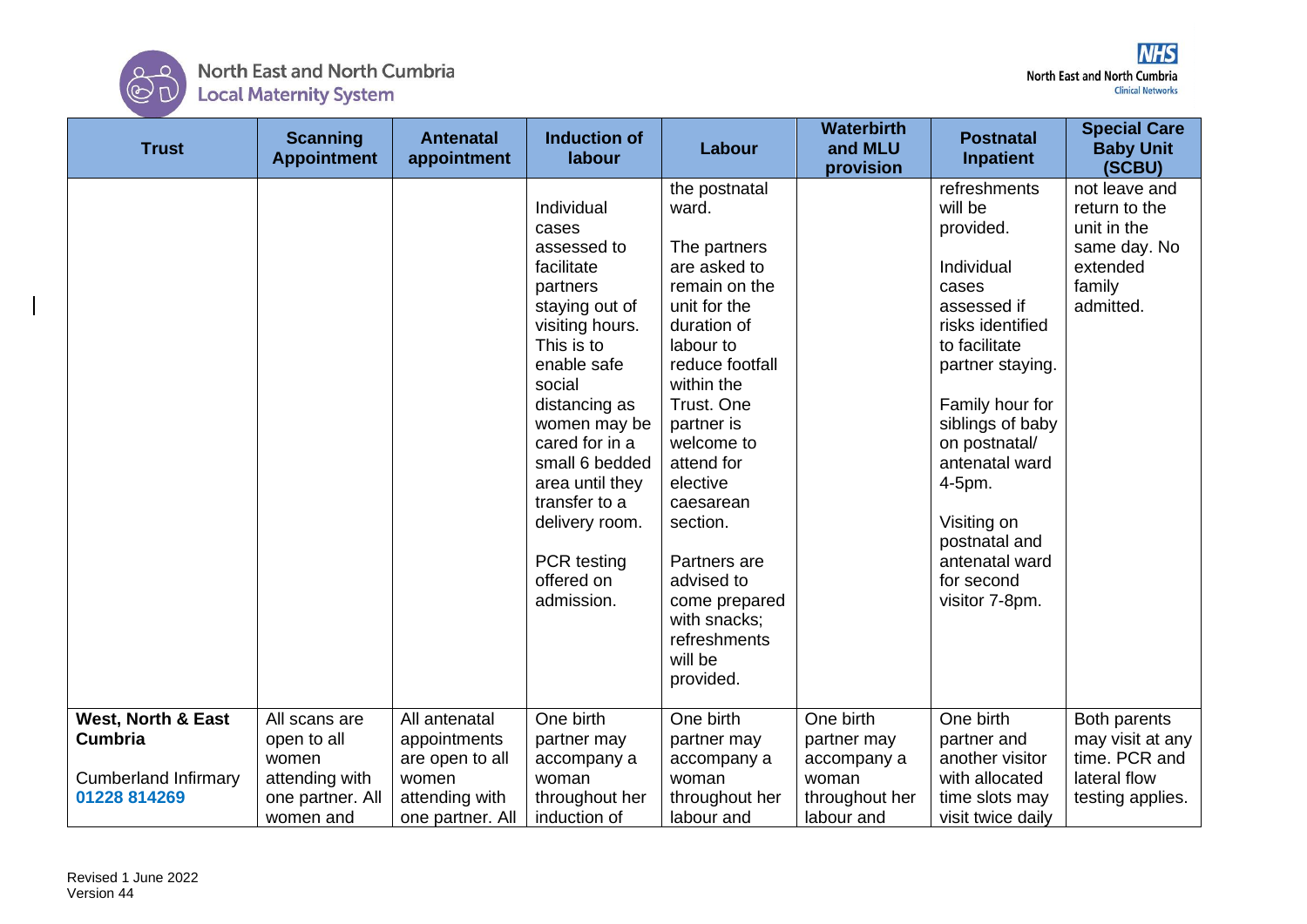| Trust | Scanning Appointment | Antenatal appointment | Induction of labour | Labour | Waterbirth and MLU provision | Postnatal Inpatient | Special Care Baby Unit (SCBU) |
|---|---|---|---|---|---|---|---|
| | | | Individual cases assessed to facilitate partners staying out of visiting hours. This is to enable safe social distancing as women may be cared for in a small 6 bedded area until they transfer to a delivery room.<br><br>PCR testing offered on admission. | the postnatal ward.<br><br>The partners are asked to remain on the unit for the duration of labour to reduce footfall within the Trust. One partner is welcome to attend for elective caesarean section.<br><br>Partners are advised to come prepared with snacks; refreshments will be provided. | | refreshments will be provided.<br><br>Individual cases assessed if risks identified to facilitate partner staying.<br><br>Family hour for siblings of baby on postnatal/ antenatal ward 4-5pm.<br><br>Visiting on postnatal and antenatal ward for second visitor 7-8pm. | not leave and return to the unit in the same day. No extended family admitted. |
| **West, North & East Cumbria**<br><br>Cumberland Infirmary<br>**01228 814269** | All scans are open to all women attending with one partner. All women and | All antenatal appointments are open to all women attending with one partner. All | One birth partner may accompany a woman throughout her induction of | One birth partner may accompany a woman throughout her labour and | One birth partner may accompany a woman throughout her labour and | One birth partner and another visitor with allocated time slots may visit twice daily | Both parents may visit at any time. PCR and lateral flow testing applies. |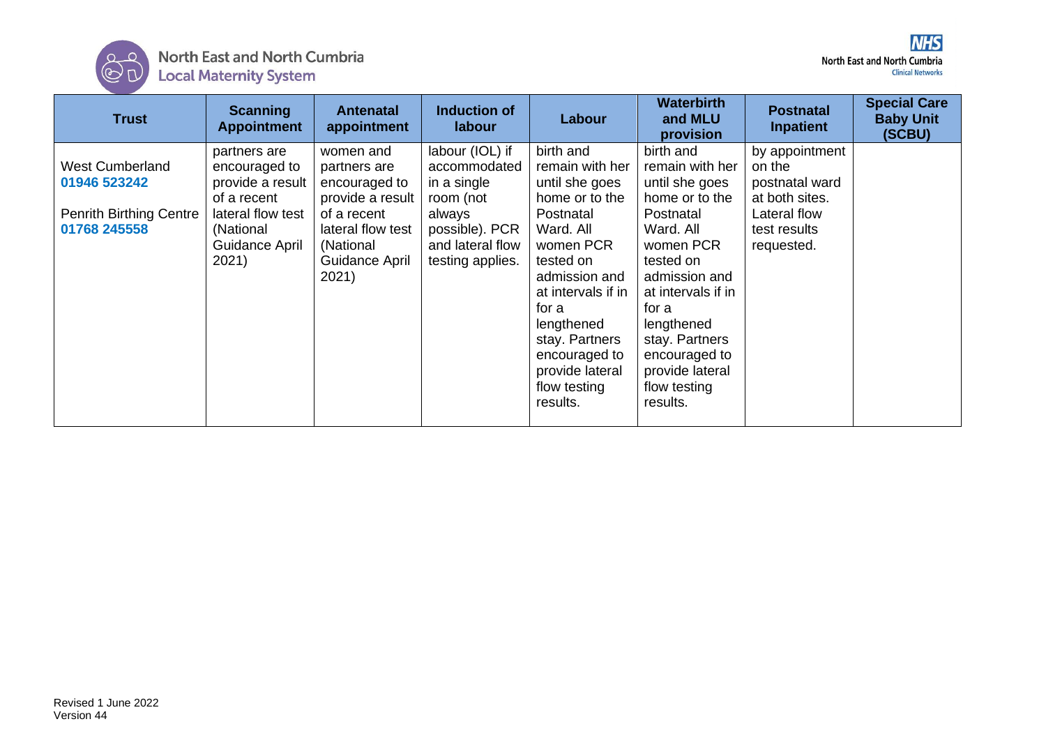| Trust | Scanning Appointment | Antenatal appointment | Induction of labour | Labour | Waterbirth and MLU provision | Postnatal Inpatient | Special Care Baby Unit (SCBU) |
|---|---|---|---|---|---|---|---|
| West Cumberland **01946 523242** Penrith Birthing Centre **01768 245558** | partners are encouraged to provide a result of a recent lateral flow test (National Guidance April 2021) | women and partners are encouraged to provide a result of a recent lateral flow test (National Guidance April 2021) | labour (IOL) if accommodated in a single room (not always possible). PCR and lateral flow testing applies. | birth and remain with her until she goes home or to the Postnatal Ward. All women PCR tested on admission and at intervals if in for a lengthened stay. Partners encouraged to provide lateral flow testing results. | birth and remain with her until she goes home or to the Postnatal Ward. All women PCR tested on admission and at intervals if in for a lengthened stay. Partners encouraged to provide lateral flow testing results. | by appointment on the postnatal ward at both sites. Lateral flow test results requested. | |

Revised 1 June 2022
Version 44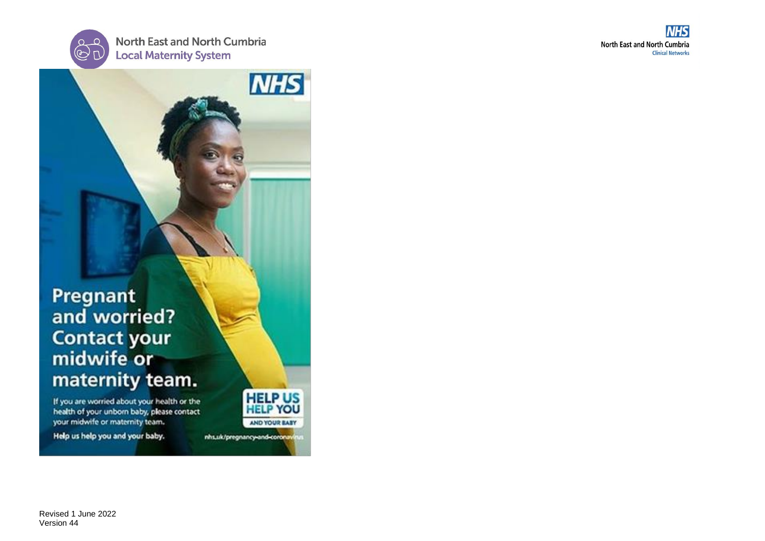North East and North Cumbria
Local Maternity System

NHS
North East and North Cumbria
Clinical Networks

NHS

# Pregnant and worried? Contact your midwife or maternity team.

If you are worried about your health or the health of your unborn baby, please contact your midwife or maternity team.

**Help us help you and your baby.**

HELP US HELP YOU
AND YOUR BABY

nhs.uk/pregnancy-and-coronavirus

Revised 1 June 2022
Version 44